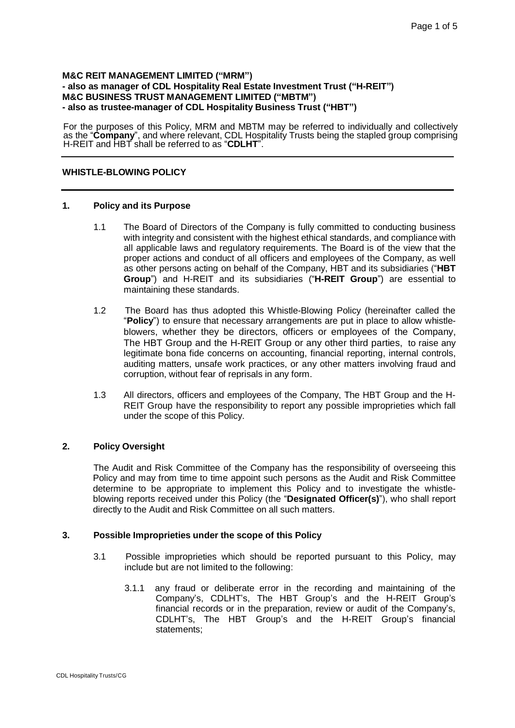**M&C REIT MANAGEMENT LIMITED ("MRM")**
**- also as manager of CDL Hospitality Real Estate Investment Trust ("H-REIT")**
**M&C BUSINESS TRUST MANAGEMENT LIMITED ("MBTM")**
**- also as trustee-manager of CDL Hospitality Business Trust ("HBT")**

For the purposes of this Policy, MRM and MBTM may be referred to individually and collectively as the "**Company**", and where relevant, CDL Hospitality Trusts being the stapled group comprising H-REIT and HBT shall be referred to as "**CDLHT**".

---

## WHISTLE-BLOWING POLICY

---

### 1. Policy and its Purpose

1.1 The Board of Directors of the Company is fully committed to conducting business with integrity and consistent with the highest ethical standards, and compliance with all applicable laws and regulatory requirements. The Board is of the view that the proper actions and conduct of all officers and employees of the Company, as well as other persons acting on behalf of the Company, HBT and its subsidiaries ("**HBT Group**") and H-REIT and its subsidiaries ("**H-REIT Group**") are essential to maintaining these standards.

1.2 The Board has thus adopted this Whistle-Blowing Policy (hereinafter called the "**Policy**") to ensure that necessary arrangements are put in place to allow whistle-blowers, whether they be directors, officers or employees of the Company, The HBT Group and the H-REIT Group or any other third parties, to raise any legitimate bona fide concerns on accounting, financial reporting, internal controls, auditing matters, unsafe work practices, or any other matters involving fraud and corruption, without fear of reprisals in any form.

1.3 All directors, officers and employees of the Company, The HBT Group and the H-REIT Group have the responsibility to report any possible improprieties which fall under the scope of this Policy.

### 2. Policy Oversight

The Audit and Risk Committee of the Company has the responsibility of overseeing this Policy and may from time to time appoint such persons as the Audit and Risk Committee determine to be appropriate to implement this Policy and to investigate the whistle-blowing reports received under this Policy (the "**Designated Officer(s)**"), who shall report directly to the Audit and Risk Committee on all such matters.

### 3. Possible Improprieties under the scope of this Policy

3.1 Possible improprieties which should be reported pursuant to this Policy, may include but are not limited to the following:

3.1.1 any fraud or deliberate error in the recording and maintaining of the Company's, CDLHT's, The HBT Group's and the H-REIT Group's financial records or in the preparation, review or audit of the Company's, CDLHT's, The HBT Group's and the H-REIT Group's financial statements;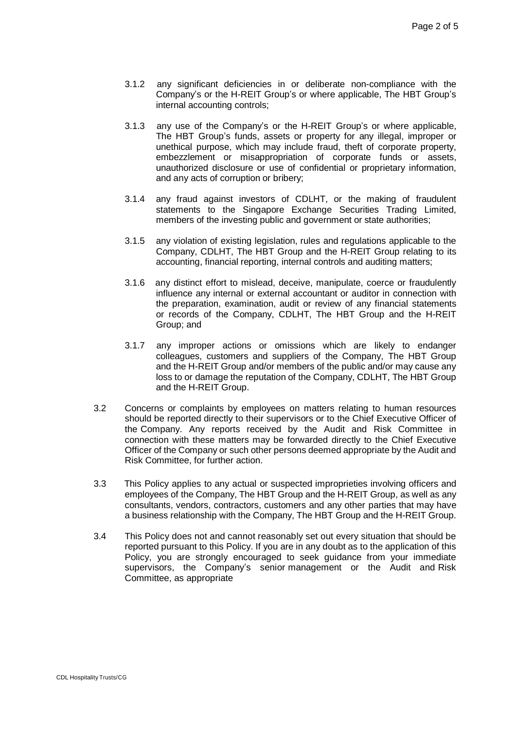3.1.2 any significant deficiencies in or deliberate non-compliance with the Company's or the H-REIT Group's or where applicable, The HBT Group's internal accounting controls;

3.1.3 any use of the Company's or the H-REIT Group's or where applicable, The HBT Group's funds, assets or property for any illegal, improper or unethical purpose, which may include fraud, theft of corporate property, embezzlement or misappropriation of corporate funds or assets, unauthorized disclosure or use of confidential or proprietary information, and any acts of corruption or bribery;

3.1.4 any fraud against investors of CDLHT, or the making of fraudulent statements to the Singapore Exchange Securities Trading Limited, members of the investing public and government or state authorities;

3.1.5 any violation of existing legislation, rules and regulations applicable to the Company, CDLHT, The HBT Group and the H-REIT Group relating to its accounting, financial reporting, internal controls and auditing matters;

3.1.6 any distinct effort to mislead, deceive, manipulate, coerce or fraudulently influence any internal or external accountant or auditor in connection with the preparation, examination, audit or review of any financial statements or records of the Company, CDLHT, The HBT Group and the H-REIT Group; and

3.1.7 any improper actions or omissions which are likely to endanger colleagues, customers and suppliers of the Company, The HBT Group and the H-REIT Group and/or members of the public and/or may cause any loss to or damage the reputation of the Company, CDLHT, The HBT Group and the H-REIT Group.

3.2 Concerns or complaints by employees on matters relating to human resources should be reported directly to their supervisors or to the Chief Executive Officer of the Company. Any reports received by the Audit and Risk Committee in connection with these matters may be forwarded directly to the Chief Executive Officer of the Company or such other persons deemed appropriate by the Audit and Risk Committee, for further action.

3.3 This Policy applies to any actual or suspected improprieties involving officers and employees of the Company, The HBT Group and the H-REIT Group, as well as any consultants, vendors, contractors, customers and any other parties that may have a business relationship with the Company, The HBT Group and the H-REIT Group.

3.4 This Policy does not and cannot reasonably set out every situation that should be reported pursuant to this Policy. If you are in any doubt as to the application of this Policy, you are strongly encouraged to seek guidance from your immediate supervisors, the Company's senior management or the Audit and Risk Committee, as appropriate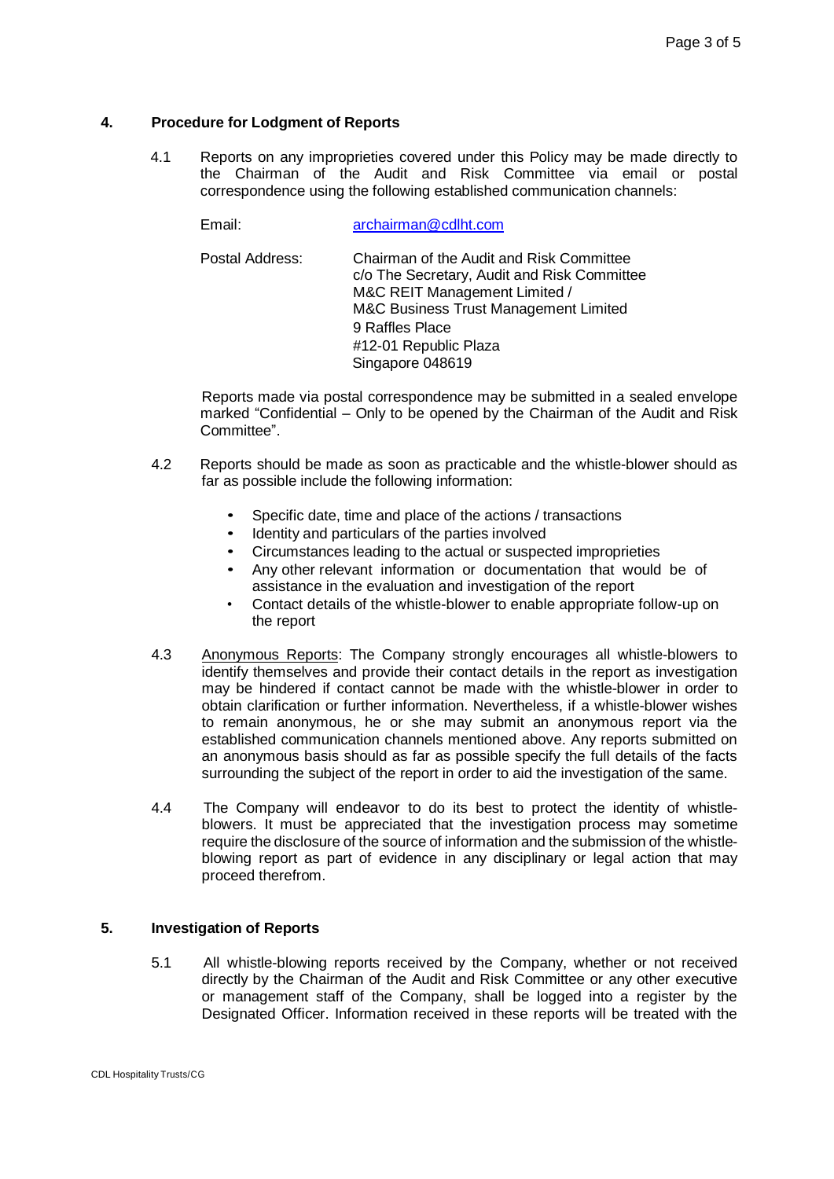## 4. Procedure for Lodgment of Reports

4.1 Reports on any improprieties covered under this Policy may be made directly to the Chairman of the Audit and Risk Committee via email or postal correspondence using the following established communication channels:

Email: archairman@cdlht.com

Postal Address: Chairman of the Audit and Risk Committee
c/o The Secretary, Audit and Risk Committee
M&C REIT Management Limited /
M&C Business Trust Management Limited
9 Raffles Place
#12-01 Republic Plaza
Singapore 048619

Reports made via postal correspondence may be submitted in a sealed envelope marked "Confidential – Only to be opened by the Chairman of the Audit and Risk Committee".

4.2 Reports should be made as soon as practicable and the whistle-blower should as far as possible include the following information:

- Specific date, time and place of the actions / transactions
- Identity and particulars of the parties involved
- Circumstances leading to the actual or suspected improprieties
- Any other relevant information or documentation that would be of assistance in the evaluation and investigation of the report
- Contact details of the whistle-blower to enable appropriate follow-up on the report

4.3 Anonymous Reports: The Company strongly encourages all whistle-blowers to identify themselves and provide their contact details in the report as investigation may be hindered if contact cannot be made with the whistle-blower in order to obtain clarification or further information. Nevertheless, if a whistle-blower wishes to remain anonymous, he or she may submit an anonymous report via the established communication channels mentioned above. Any reports submitted on an anonymous basis should as far as possible specify the full details of the facts surrounding the subject of the report in order to aid the investigation of the same.

4.4 The Company will endeavor to do its best to protect the identity of whistle-blowers. It must be appreciated that the investigation process may sometime require the disclosure of the source of information and the submission of the whistle-blowing report as part of evidence in any disciplinary or legal action that may proceed therefrom.

## 5. Investigation of Reports

5.1 All whistle-blowing reports received by the Company, whether or not received directly by the Chairman of the Audit and Risk Committee or any other executive or management staff of the Company, shall be logged into a register by the Designated Officer. Information received in these reports will be treated with the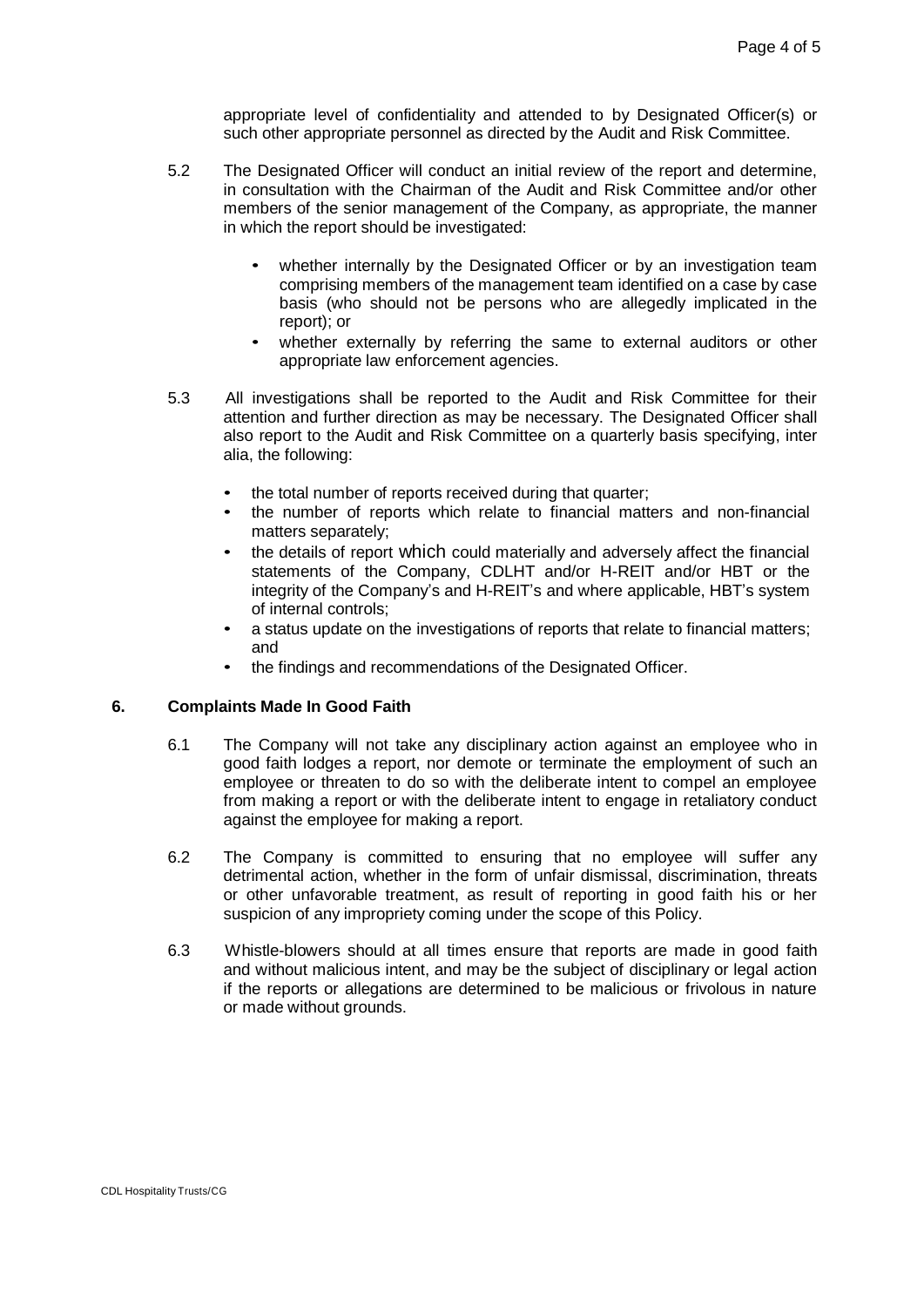appropriate level of confidentiality and attended to by Designated Officer(s) or such other appropriate personnel as directed by the Audit and Risk Committee.

5.2 The Designated Officer will conduct an initial review of the report and determine, in consultation with the Chairman of the Audit and Risk Committee and/or other members of the senior management of the Company, as appropriate, the manner in which the report should be investigated:

- whether internally by the Designated Officer or by an investigation team comprising members of the management team identified on a case by case basis (who should not be persons who are allegedly implicated in the report); or
- whether externally by referring the same to external auditors or other appropriate law enforcement agencies.

5.3 All investigations shall be reported to the Audit and Risk Committee for their attention and further direction as may be necessary. The Designated Officer shall also report to the Audit and Risk Committee on a quarterly basis specifying, inter alia, the following:

- the total number of reports received during that quarter;
- the number of reports which relate to financial matters and non-financial matters separately;
- the details of report which could materially and adversely affect the financial statements of the Company, CDLHT and/or H-REIT and/or HBT or the integrity of the Company's and H-REIT's and where applicable, HBT's system of internal controls;
- a status update on the investigations of reports that relate to financial matters; and
- the findings and recommendations of the Designated Officer.

## 6. Complaints Made In Good Faith

6.1 The Company will not take any disciplinary action against an employee who in good faith lodges a report, nor demote or terminate the employment of such an employee or threaten to do so with the deliberate intent to compel an employee from making a report or with the deliberate intent to engage in retaliatory conduct against the employee for making a report.

6.2 The Company is committed to ensuring that no employee will suffer any detrimental action, whether in the form of unfair dismissal, discrimination, threats or other unfavorable treatment, as result of reporting in good faith his or her suspicion of any impropriety coming under the scope of this Policy.

6.3 Whistle-blowers should at all times ensure that reports are made in good faith and without malicious intent, and may be the subject of disciplinary or legal action if the reports or allegations are determined to be malicious or frivolous in nature or made without grounds.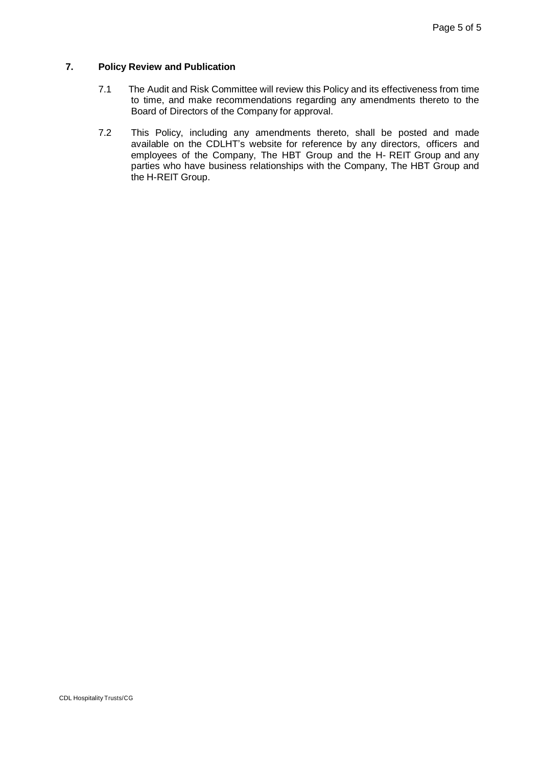## 7. Policy Review and Publication

7.1 The Audit and Risk Committee will review this Policy and its effectiveness from time to time, and make recommendations regarding any amendments thereto to the Board of Directors of the Company for approval.

7.2 This Policy, including any amendments thereto, shall be posted and made available on the CDLHT's website for reference by any directors, officers and employees of the Company, The HBT Group and the H- REIT Group and any parties who have business relationships with the Company, The HBT Group and the H-REIT Group.